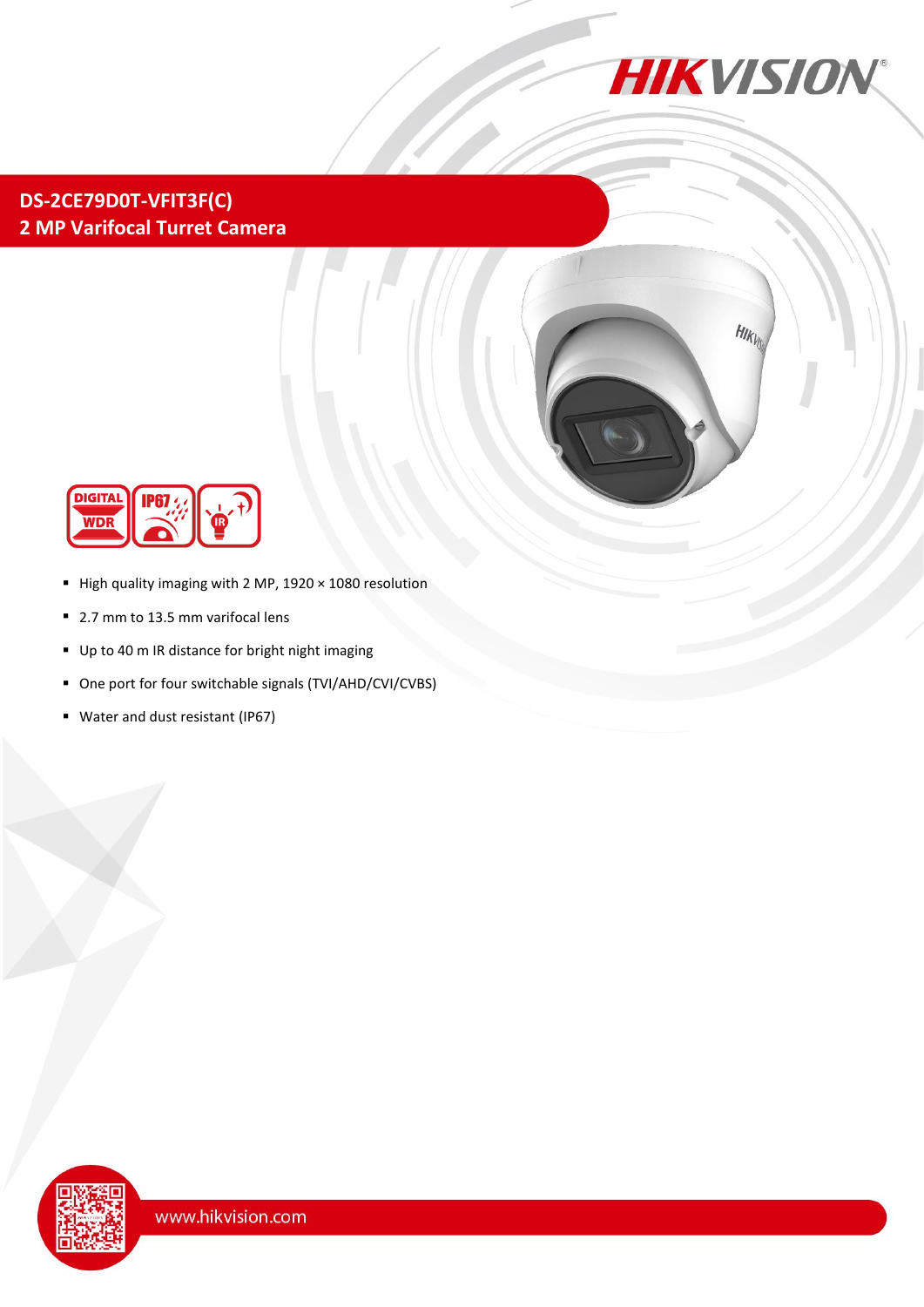# DS-2CE79D0T-VFIT3F(C)

## 2 MP Varifocal Turret Camera

- High quality imaging with 2 MP, 1920 × 1080 resolution
- 2.7 mm to 13.5 mm varifocal lens
- Up to 40 m IR distance for bright night imaging
- One port for four switchable signals (TVI/AHD/CVI/CVBS)
- Water and dust resistant (IP67)

www.hikvision.com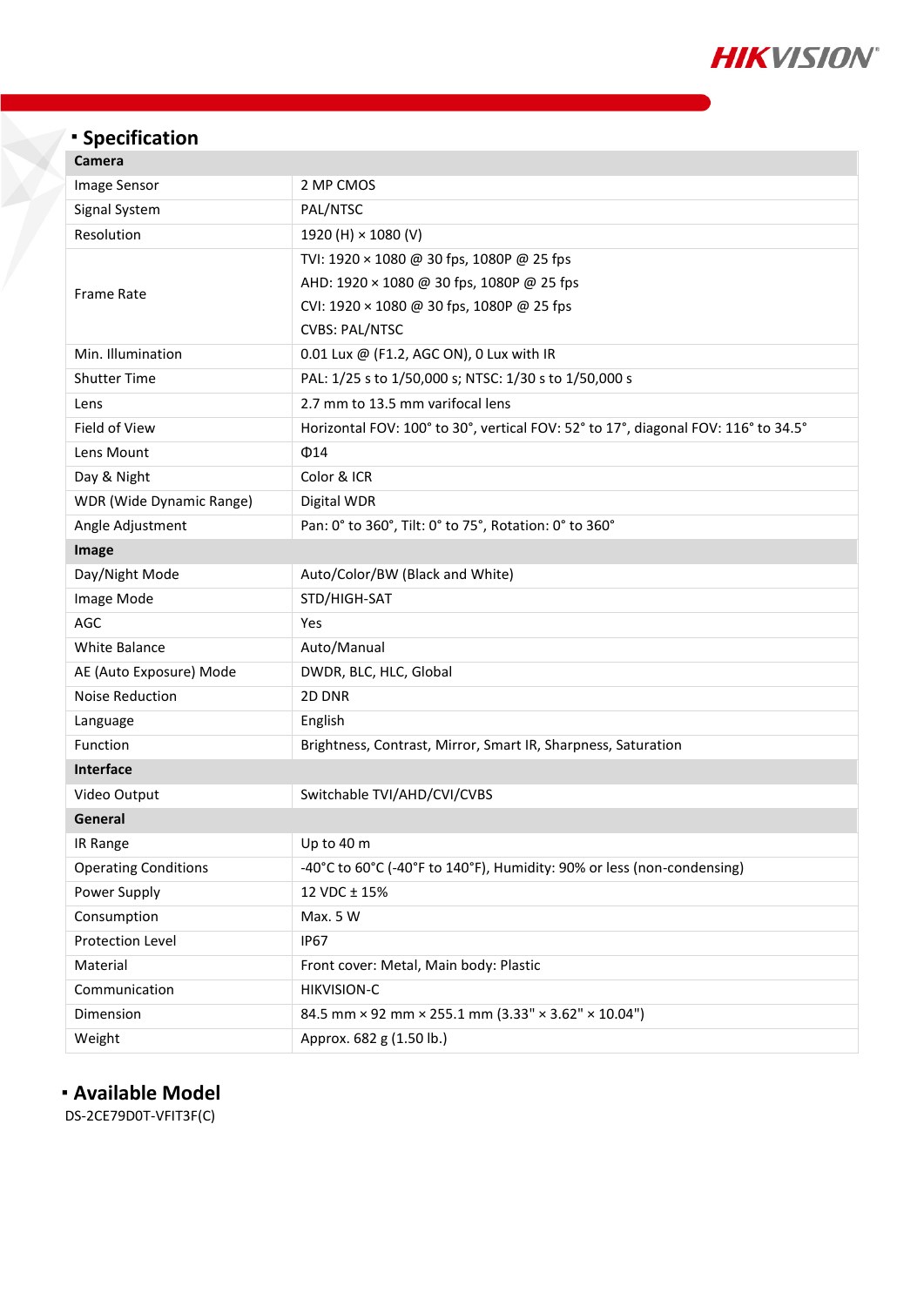## Specification

| Camera | |
|---|---|
| Image Sensor | 2 MP CMOS |
| Signal System | PAL/NTSC |
| Resolution | 1920 (H) × 1080 (V) |
| Frame Rate | TVI: 1920 × 1080 @ 30 fps, 1080P @ 25 fps<br>AHD: 1920 × 1080 @ 30 fps, 1080P @ 25 fps<br>CVI: 1920 × 1080 @ 30 fps, 1080P @ 25 fps<br>CVBS: PAL/NTSC |
| Min. Illumination | 0.01 Lux @ (F1.2, AGC ON), 0 Lux with IR |
| Shutter Time | PAL: 1/25 s to 1/50,000 s; NTSC: 1/30 s to 1/50,000 s |
| Lens | 2.7 mm to 13.5 mm varifocal lens |
| Field of View | Horizontal FOV: 100° to 30°, vertical FOV: 52° to 17°, diagonal FOV: 116° to 34.5° |
| Lens Mount | Φ14 |
| Day & Night | Color & ICR |
| WDR (Wide Dynamic Range) | Digital WDR |
| Angle Adjustment | Pan: 0° to 360°, Tilt: 0° to 75°, Rotation: 0° to 360° |
| **Image** | |
| Day/Night Mode | Auto/Color/BW (Black and White) |
| Image Mode | STD/HIGH-SAT |
| AGC | Yes |
| White Balance | Auto/Manual |
| AE (Auto Exposure) Mode | DWDR, BLC, HLC, Global |
| Noise Reduction | 2D DNR |
| Language | English |
| Function | Brightness, Contrast, Mirror, Smart IR, Sharpness, Saturation |
| **Interface** | |
| Video Output | Switchable TVI/AHD/CVI/CVBS |
| **General** | |
| IR Range | Up to 40 m |
| Operating Conditions | -40°C to 60°C (-40°F to 140°F), Humidity: 90% or less (non-condensing) |
| Power Supply | 12 VDC ± 15% |
| Consumption | Max. 5 W |
| Protection Level | IP67 |
| Material | Front cover: Metal, Main body: Plastic |
| Communication | HIKVISION-C |
| Dimension | 84.5 mm × 92 mm × 255.1 mm (3.33" × 3.62" × 10.04") |
| Weight | Approx. 682 g (1.50 lb.) |

## Available Model

DS-2CE79D0T-VFIT3F(C)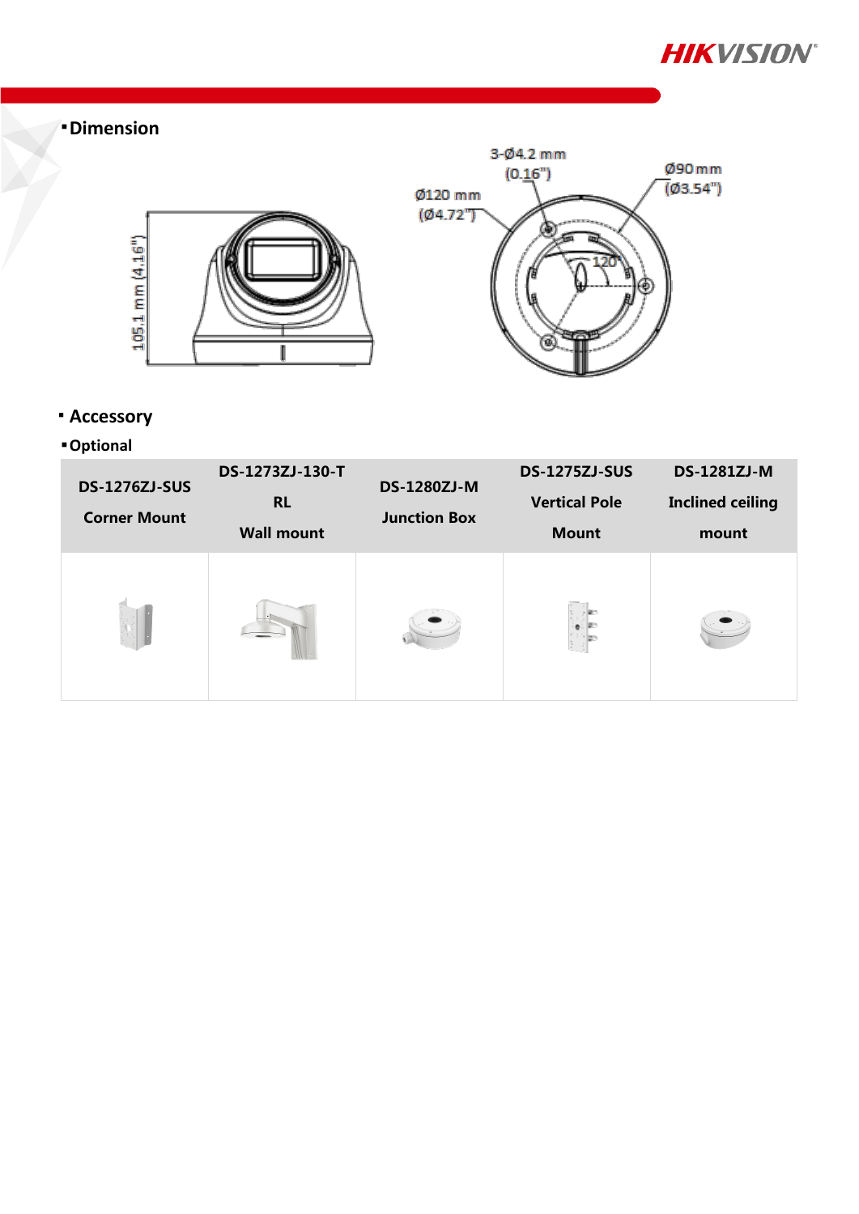## Dimension

## Accessory

### Optional

| DS-1276ZJ-SUS<br>Corner Mount | DS-1273ZJ-130-TRL<br>Wall mount | DS-1280ZJ-M<br>Junction Box | DS-1275ZJ-SUS<br>Vertical Pole Mount | DS-1281ZJ-M<br>Inclined ceiling mount |
|---|---|---|---|---|
| | | | | |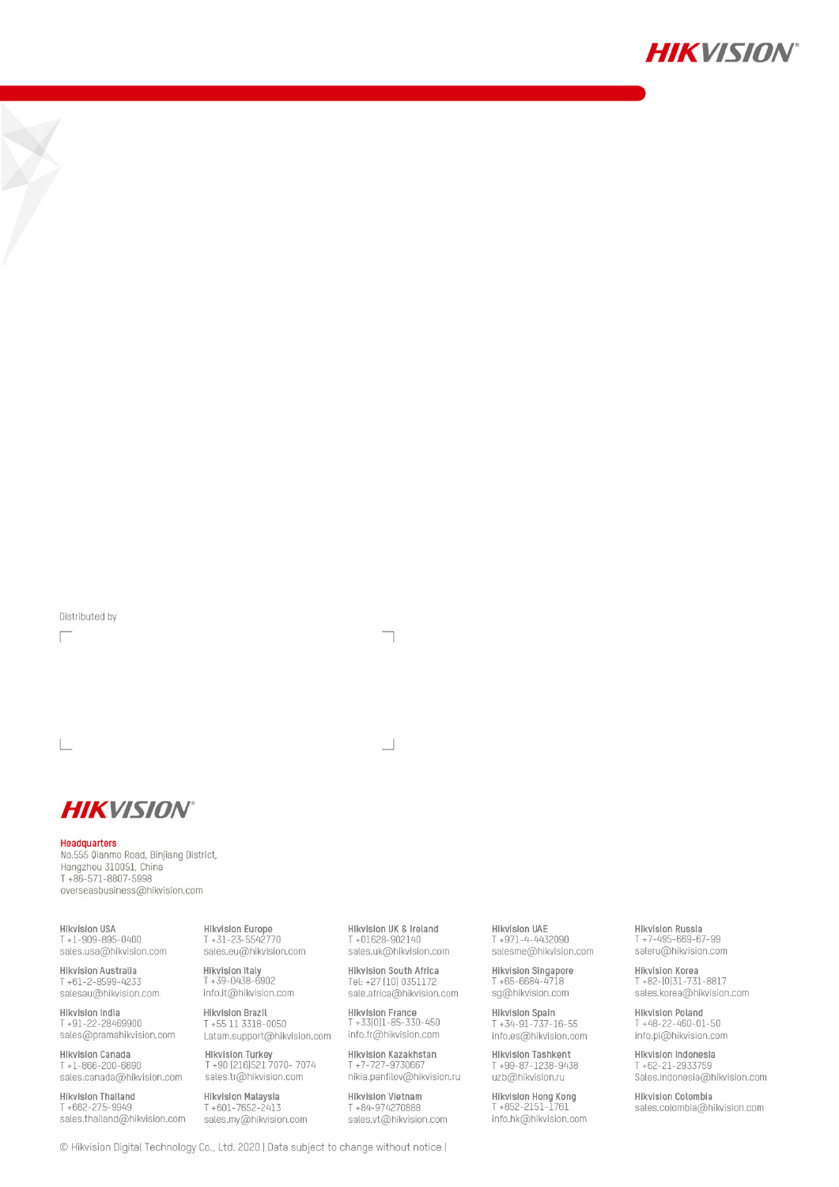Distributed by

**HIKVISION**

**Headquarters**
No.555 Qianmo Road, Binjiang District,
Hangzhou 310051, China
T +86-571-8807-5998
overseasbusiness@hikvision.com

**Hikvision USA**
T +1-909-895-0400
sales.usa@hikvision.com

**Hikvision Australia**
T +61-2-8599-4233
salesau@hikvision.com

**Hikvision India**
T +91-22-28469900
sales@pramahikvision.com

**Hikvision Canada**
T +1-866-200-6690
sales.canada@hikvision.com

**Hikvision Thailand**
T +662-275-9949
sales.thailand@hikvision.com

**Hikvision Europe**
T +31-23-5542770
sales.eu@hikvision.com

**Hikvision Italy**
T +39-0438-6902
info.it@hikvision.com

**Hikvision Brazil**
T +55 11 3318-0050
Latam.support@hikvision.com

**Hikvision Turkey**
T +90 (216)521 7070- 7074
sales.tr@hikvision.com

**Hikvision Malaysia**
T +601-7652-2413
sales.my@hikvision.com

**Hikvision UK & Ireland**
T +01628-902140
sales.uk@hikvision.com

**Hikvision South Africa**
Tel: +27 (10) 0351172
sale.africa@hikvision.com

**Hikvision France**
T +33(0)1-85-330-450
info.fr@hikvision.com

**Hikvision Kazakhstan**
T +7-727-9730667
nikia.panfilov@hikvision.ru

**Hikvision Vietnam**
T +84-974270888
sales.vt@hikvision.com

**Hikvision UAE**
T +971-4-4432090
salesme@hikvision.com

**Hikvision Singapore**
T +65-6684-4718
sg@hikvision.com

**Hikvision Spain**
T +34-91-737-16-55
info.es@hikvision.com

**Hikvision Tashkent**
T +99-87-1238-9438
uzb@hikvision.ru

**Hikvision Hong Kong**
T +852-2151-1761
info.hk@hikvision.com

**Hikvision Russia**
T +7-495-669-67-99
saleru@hikvision.com

**Hikvision Korea**
T +82-(0)31-731-8817
sales.korea@hikvision.com

**Hikvision Poland**
T +48-22-460-01-50
info.pl@hikvision.com

**Hikvision Indonesia**
T +62-21-2933759
Sales.Indonesia@hikvision.com

**Hikvision Colombia**
sales.colombia@hikvision.com

© Hikvision Digital Technology Co., Ltd. 2020 | Data subject to change without notice |